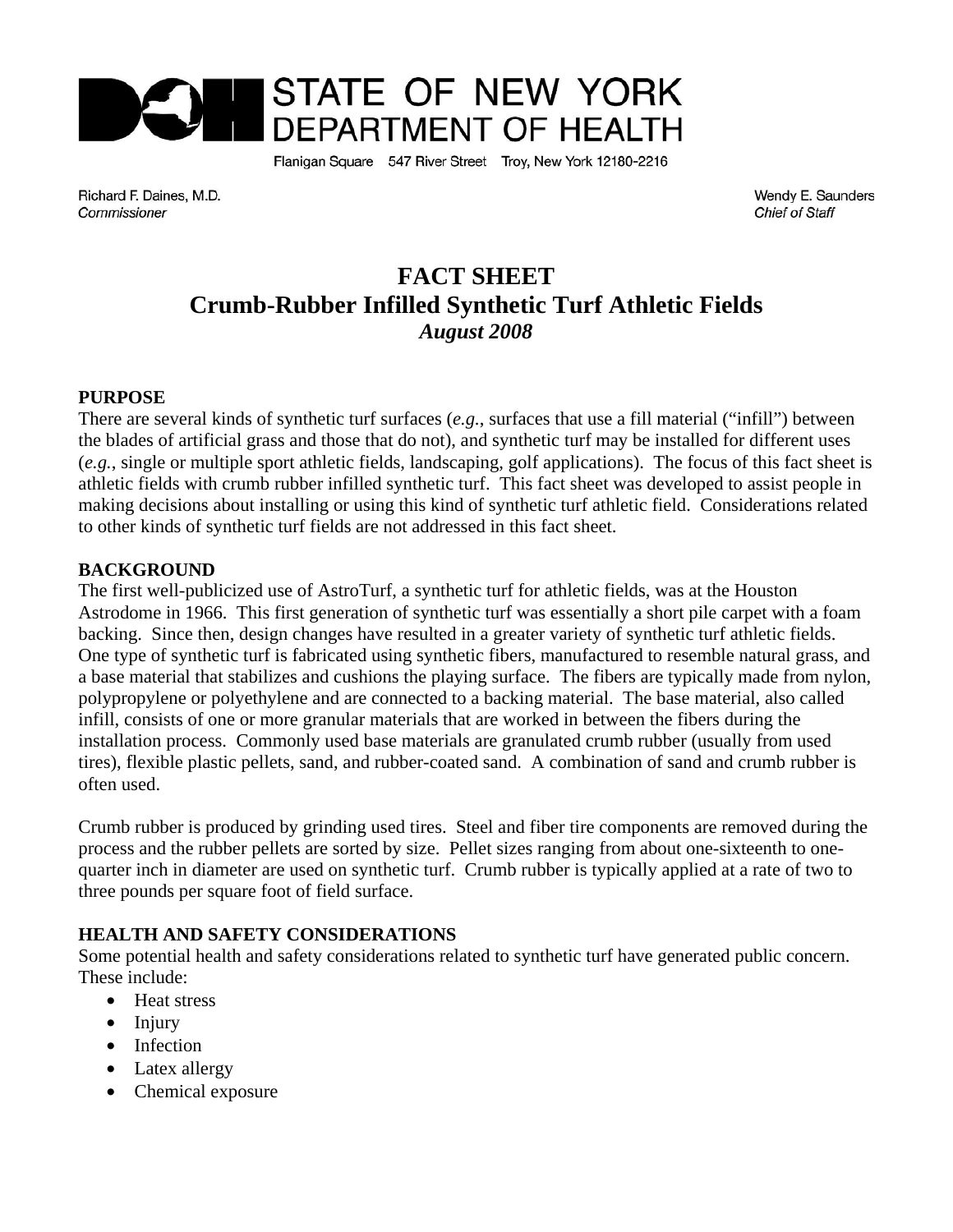# STATE OF NEW YORK DEPARTMENT OF HEALTH

Flanigan Square 547 River Street Troy, New York 12180-2216

Richard F. Daines, M.D.
*Commissioner*

Wendy E. Saunders
*Chief of Staff*

## FACT SHEET
## Crumb-Rubber Infilled Synthetic Turf Athletic Fields
### *August 2008*

**PURPOSE**
There are several kinds of synthetic turf surfaces (*e.g.*, surfaces that use a fill material ("infill") between the blades of artificial grass and those that do not), and synthetic turf may be installed for different uses (*e.g.*, single or multiple sport athletic fields, landscaping, golf applications). The focus of this fact sheet is athletic fields with crumb rubber infilled synthetic turf. This fact sheet was developed to assist people in making decisions about installing or using this kind of synthetic turf athletic field. Considerations related to other kinds of synthetic turf fields are not addressed in this fact sheet.

**BACKGROUND**
The first well-publicized use of AstroTurf, a synthetic turf for athletic fields, was at the Houston Astrodome in 1966. This first generation of synthetic turf was essentially a short pile carpet with a foam backing. Since then, design changes have resulted in a greater variety of synthetic turf athletic fields. One type of synthetic turf is fabricated using synthetic fibers, manufactured to resemble natural grass, and a base material that stabilizes and cushions the playing surface. The fibers are typically made from nylon, polypropylene or polyethylene and are connected to a backing material. The base material, also called infill, consists of one or more granular materials that are worked in between the fibers during the installation process. Commonly used base materials are granulated crumb rubber (usually from used tires), flexible plastic pellets, sand, and rubber-coated sand. A combination of sand and crumb rubber is often used.

Crumb rubber is produced by grinding used tires. Steel and fiber tire components are removed during the process and the rubber pellets are sorted by size. Pellet sizes ranging from about one-sixteenth to one-quarter inch in diameter are used on synthetic turf. Crumb rubber is typically applied at a rate of two to three pounds per square foot of field surface.

**HEALTH AND SAFETY CONSIDERATIONS**
Some potential health and safety considerations related to synthetic turf have generated public concern. These include:

- Heat stress
- Injury
- Infection
- Latex allergy
- Chemical exposure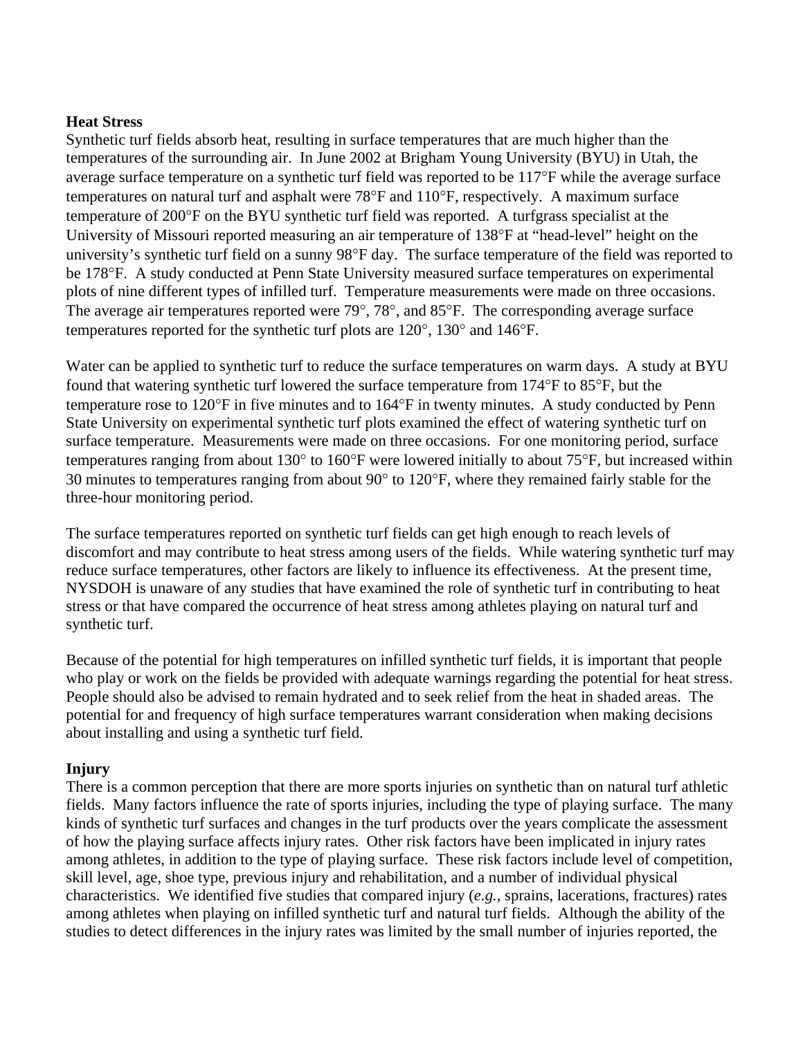**Heat Stress**

Synthetic turf fields absorb heat, resulting in surface temperatures that are much higher than the temperatures of the surrounding air. In June 2002 at Brigham Young University (BYU) in Utah, the average surface temperature on a synthetic turf field was reported to be 117°F while the average surface temperatures on natural turf and asphalt were 78°F and 110°F, respectively. A maximum surface temperature of 200°F on the BYU synthetic turf field was reported. A turfgrass specialist at the University of Missouri reported measuring an air temperature of 138°F at "head-level" height on the university's synthetic turf field on a sunny 98°F day. The surface temperature of the field was reported to be 178°F. A study conducted at Penn State University measured surface temperatures on experimental plots of nine different types of infilled turf. Temperature measurements were made on three occasions. The average air temperatures reported were 79°, 78°, and 85°F. The corresponding average surface temperatures reported for the synthetic turf plots are 120°, 130° and 146°F.

Water can be applied to synthetic turf to reduce the surface temperatures on warm days. A study at BYU found that watering synthetic turf lowered the surface temperature from 174°F to 85°F, but the temperature rose to 120°F in five minutes and to 164°F in twenty minutes. A study conducted by Penn State University on experimental synthetic turf plots examined the effect of watering synthetic turf on surface temperature. Measurements were made on three occasions. For one monitoring period, surface temperatures ranging from about 130° to 160°F were lowered initially to about 75°F, but increased within 30 minutes to temperatures ranging from about 90° to 120°F, where they remained fairly stable for the three-hour monitoring period.

The surface temperatures reported on synthetic turf fields can get high enough to reach levels of discomfort and may contribute to heat stress among users of the fields. While watering synthetic turf may reduce surface temperatures, other factors are likely to influence its effectiveness. At the present time, NYSDOH is unaware of any studies that have examined the role of synthetic turf in contributing to heat stress or that have compared the occurrence of heat stress among athletes playing on natural turf and synthetic turf.

Because of the potential for high temperatures on infilled synthetic turf fields, it is important that people who play or work on the fields be provided with adequate warnings regarding the potential for heat stress. People should also be advised to remain hydrated and to seek relief from the heat in shaded areas. The potential for and frequency of high surface temperatures warrant consideration when making decisions about installing and using a synthetic turf field.

**Injury**

There is a common perception that there are more sports injuries on synthetic than on natural turf athletic fields. Many factors influence the rate of sports injuries, including the type of playing surface. The many kinds of synthetic turf surfaces and changes in the turf products over the years complicate the assessment of how the playing surface affects injury rates. Other risk factors have been implicated in injury rates among athletes, in addition to the type of playing surface. These risk factors include level of competition, skill level, age, shoe type, previous injury and rehabilitation, and a number of individual physical characteristics. We identified five studies that compared injury (*e.g.,* sprains, lacerations, fractures) rates among athletes when playing on infilled synthetic turf and natural turf fields. Although the ability of the studies to detect differences in the injury rates was limited by the small number of injuries reported, the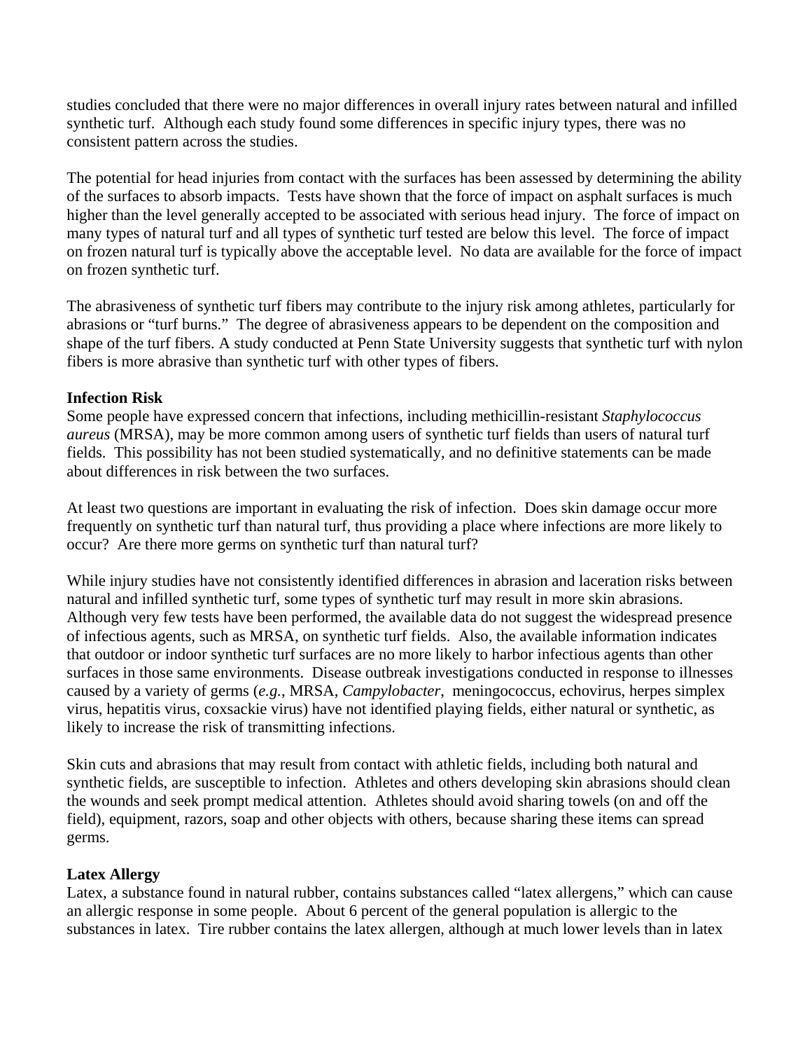studies concluded that there were no major differences in overall injury rates between natural and infilled synthetic turf. Although each study found some differences in specific injury types, there was no consistent pattern across the studies.

The potential for head injuries from contact with the surfaces has been assessed by determining the ability of the surfaces to absorb impacts. Tests have shown that the force of impact on asphalt surfaces is much higher than the level generally accepted to be associated with serious head injury. The force of impact on many types of natural turf and all types of synthetic turf tested are below this level. The force of impact on frozen natural turf is typically above the acceptable level. No data are available for the force of impact on frozen synthetic turf.

The abrasiveness of synthetic turf fibers may contribute to the injury risk among athletes, particularly for abrasions or "turf burns." The degree of abrasiveness appears to be dependent on the composition and shape of the turf fibers. A study conducted at Penn State University suggests that synthetic turf with nylon fibers is more abrasive than synthetic turf with other types of fibers.

**Infection Risk**

Some people have expressed concern that infections, including methicillin-resistant *Staphylococcus aureus* (MRSA), may be more common among users of synthetic turf fields than users of natural turf fields. This possibility has not been studied systematically, and no definitive statements can be made about differences in risk between the two surfaces.

At least two questions are important in evaluating the risk of infection. Does skin damage occur more frequently on synthetic turf than natural turf, thus providing a place where infections are more likely to occur? Are there more germs on synthetic turf than natural turf?

While injury studies have not consistently identified differences in abrasion and laceration risks between natural and infilled synthetic turf, some types of synthetic turf may result in more skin abrasions. Although very few tests have been performed, the available data do not suggest the widespread presence of infectious agents, such as MRSA, on synthetic turf fields. Also, the available information indicates that outdoor or indoor synthetic turf surfaces are no more likely to harbor infectious agents than other surfaces in those same environments. Disease outbreak investigations conducted in response to illnesses caused by a variety of germs (*e.g.*, MRSA, *Campylobacter*, meningococcus, echovirus, herpes simplex virus, hepatitis virus, coxsackie virus) have not identified playing fields, either natural or synthetic, as likely to increase the risk of transmitting infections.

Skin cuts and abrasions that may result from contact with athletic fields, including both natural and synthetic fields, are susceptible to infection. Athletes and others developing skin abrasions should clean the wounds and seek prompt medical attention. Athletes should avoid sharing towels (on and off the field), equipment, razors, soap and other objects with others, because sharing these items can spread germs.

**Latex Allergy**

Latex, a substance found in natural rubber, contains substances called "latex allergens," which can cause an allergic response in some people. About 6 percent of the general population is allergic to the substances in latex. Tire rubber contains the latex allergen, although at much lower levels than in latex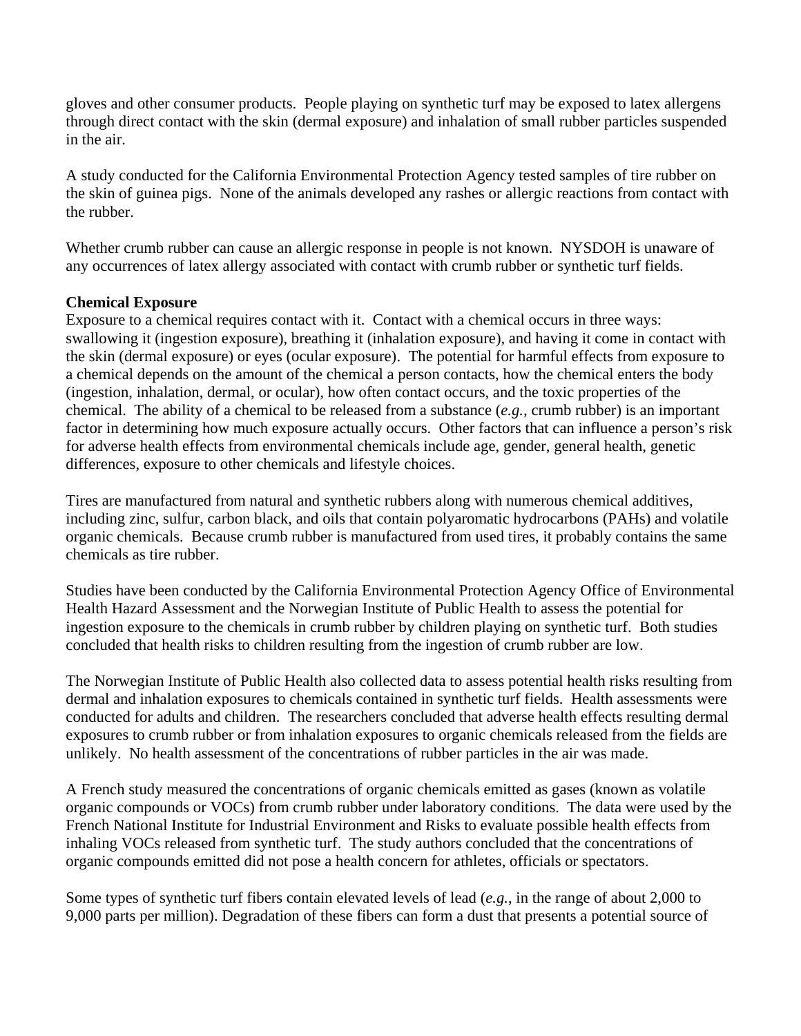gloves and other consumer products. People playing on synthetic turf may be exposed to latex allergens through direct contact with the skin (dermal exposure) and inhalation of small rubber particles suspended in the air.

A study conducted for the California Environmental Protection Agency tested samples of tire rubber on the skin of guinea pigs. None of the animals developed any rashes or allergic reactions from contact with the rubber.

Whether crumb rubber can cause an allergic response in people is not known. NYSDOH is unaware of any occurrences of latex allergy associated with contact with crumb rubber or synthetic turf fields.

**Chemical Exposure**

Exposure to a chemical requires contact with it. Contact with a chemical occurs in three ways: swallowing it (ingestion exposure), breathing it (inhalation exposure), and having it come in contact with the skin (dermal exposure) or eyes (ocular exposure). The potential for harmful effects from exposure to a chemical depends on the amount of the chemical a person contacts, how the chemical enters the body (ingestion, inhalation, dermal, or ocular), how often contact occurs, and the toxic properties of the chemical. The ability of a chemical to be released from a substance (*e.g.*, crumb rubber) is an important factor in determining how much exposure actually occurs. Other factors that can influence a person's risk for adverse health effects from environmental chemicals include age, gender, general health, genetic differences, exposure to other chemicals and lifestyle choices.

Tires are manufactured from natural and synthetic rubbers along with numerous chemical additives, including zinc, sulfur, carbon black, and oils that contain polyaromatic hydrocarbons (PAHs) and volatile organic chemicals. Because crumb rubber is manufactured from used tires, it probably contains the same chemicals as tire rubber.

Studies have been conducted by the California Environmental Protection Agency Office of Environmental Health Hazard Assessment and the Norwegian Institute of Public Health to assess the potential for ingestion exposure to the chemicals in crumb rubber by children playing on synthetic turf. Both studies concluded that health risks to children resulting from the ingestion of crumb rubber are low.

The Norwegian Institute of Public Health also collected data to assess potential health risks resulting from dermal and inhalation exposures to chemicals contained in synthetic turf fields. Health assessments were conducted for adults and children. The researchers concluded that adverse health effects resulting dermal exposures to crumb rubber or from inhalation exposures to organic chemicals released from the fields are unlikely. No health assessment of the concentrations of rubber particles in the air was made.

A French study measured the concentrations of organic chemicals emitted as gases (known as volatile organic compounds or VOCs) from crumb rubber under laboratory conditions. The data were used by the French National Institute for Industrial Environment and Risks to evaluate possible health effects from inhaling VOCs released from synthetic turf. The study authors concluded that the concentrations of organic compounds emitted did not pose a health concern for athletes, officials or spectators.

Some types of synthetic turf fibers contain elevated levels of lead (*e.g.*, in the range of about 2,000 to 9,000 parts per million). Degradation of these fibers can form a dust that presents a potential source of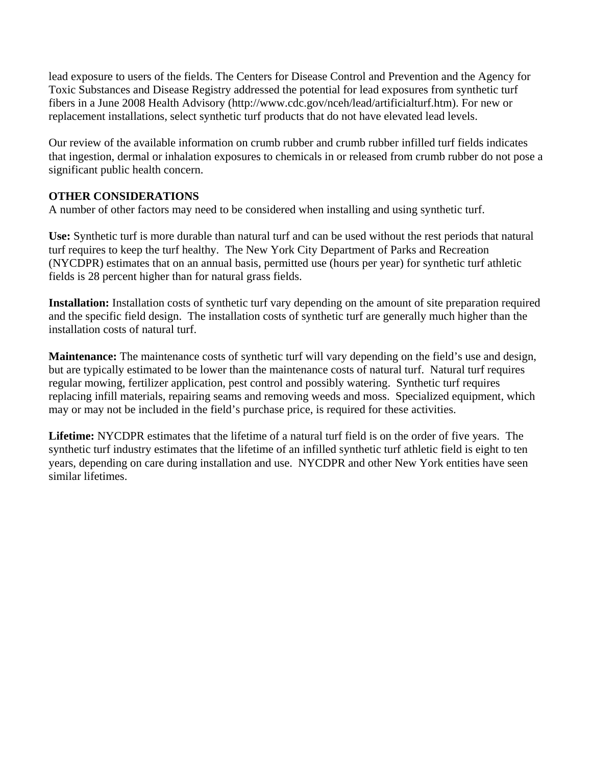lead exposure to users of the fields. The Centers for Disease Control and Prevention and the Agency for Toxic Substances and Disease Registry addressed the potential for lead exposures from synthetic turf fibers in a June 2008 Health Advisory (http://www.cdc.gov/nceh/lead/artificialturf.htm). For new or replacement installations, select synthetic turf products that do not have elevated lead levels.

Our review of the available information on crumb rubber and crumb rubber infilled turf fields indicates that ingestion, dermal or inhalation exposures to chemicals in or released from crumb rubber do not pose a significant public health concern.

**OTHER CONSIDERATIONS**

A number of other factors may need to be considered when installing and using synthetic turf.

**Use:** Synthetic turf is more durable than natural turf and can be used without the rest periods that natural turf requires to keep the turf healthy. The New York City Department of Parks and Recreation (NYCDPR) estimates that on an annual basis, permitted use (hours per year) for synthetic turf athletic fields is 28 percent higher than for natural grass fields.

**Installation:** Installation costs of synthetic turf vary depending on the amount of site preparation required and the specific field design. The installation costs of synthetic turf are generally much higher than the installation costs of natural turf.

**Maintenance:** The maintenance costs of synthetic turf will vary depending on the field's use and design, but are typically estimated to be lower than the maintenance costs of natural turf. Natural turf requires regular mowing, fertilizer application, pest control and possibly watering. Synthetic turf requires replacing infill materials, repairing seams and removing weeds and moss. Specialized equipment, which may or may not be included in the field's purchase price, is required for these activities.

**Lifetime:** NYCDPR estimates that the lifetime of a natural turf field is on the order of five years. The synthetic turf industry estimates that the lifetime of an infilled synthetic turf athletic field is eight to ten years, depending on care during installation and use. NYCDPR and other New York entities have seen similar lifetimes.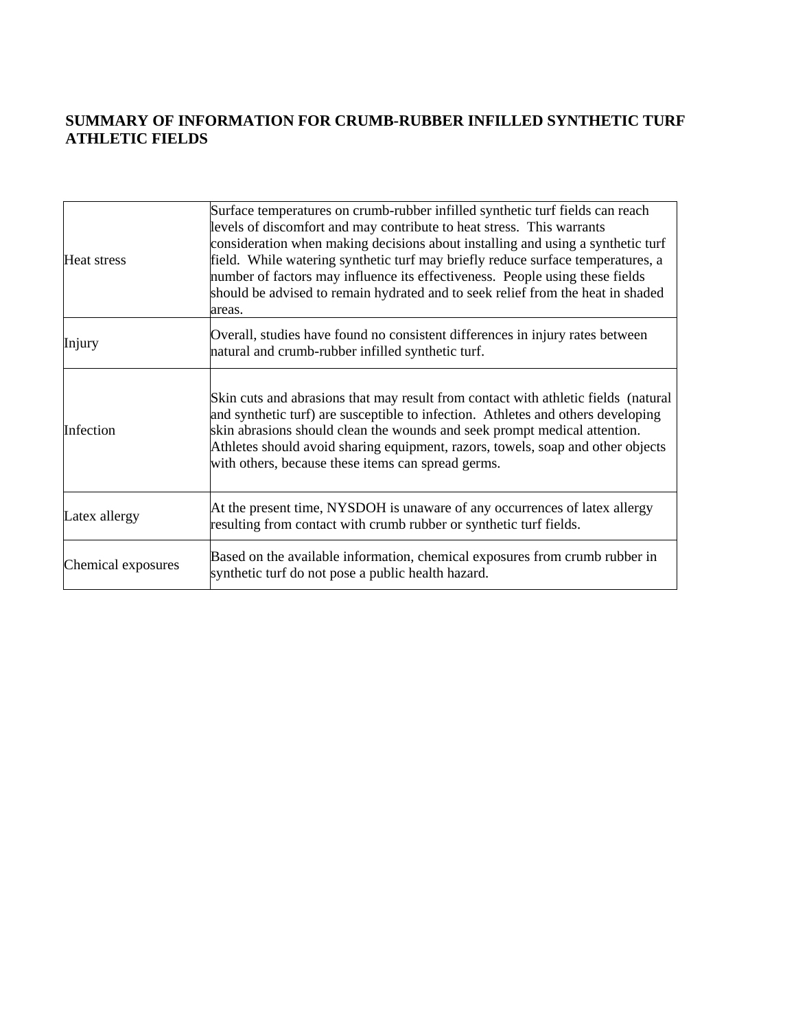## SUMMARY OF INFORMATION FOR CRUMB-RUBBER INFILLED SYNTHETIC TURF ATHLETIC FIELDS

| | |
|---|---|
| Heat stress | Surface temperatures on crumb-rubber infilled synthetic turf fields can reach levels of discomfort and may contribute to heat stress. This warrants consideration when making decisions about installing and using a synthetic turf field. While watering synthetic turf may briefly reduce surface temperatures, a number of factors may influence its effectiveness. People using these fields should be advised to remain hydrated and to seek relief from the heat in shaded areas. |
| Injury | Overall, studies have found no consistent differences in injury rates between natural and crumb-rubber infilled synthetic turf. |
| Infection | Skin cuts and abrasions that may result from contact with athletic fields (natural and synthetic turf) are susceptible to infection. Athletes and others developing skin abrasions should clean the wounds and seek prompt medical attention. Athletes should avoid sharing equipment, razors, towels, soap and other objects with others, because these items can spread germs. |
| Latex allergy | At the present time, NYSDOH is unaware of any occurrences of latex allergy resulting from contact with crumb rubber or synthetic turf fields. |
| Chemical exposures | Based on the available information, chemical exposures from crumb rubber in synthetic turf do not pose a public health hazard. |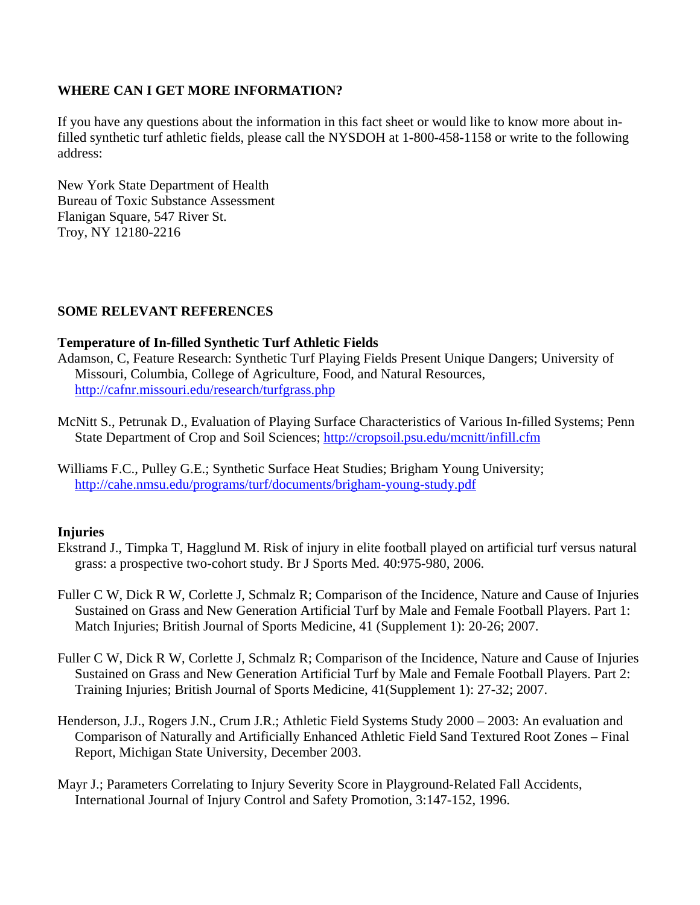## WHERE CAN I GET MORE INFORMATION?

If you have any questions about the information in this fact sheet or would like to know more about in-filled synthetic turf athletic fields, please call the NYSDOH at 1-800-458-1158 or write to the following address:

New York State Department of Health  
Bureau of Toxic Substance Assessment  
Flanigan Square, 547 River St.  
Troy, NY 12180-2216

## SOME RELEVANT REFERENCES

### Temperature of In-filled Synthetic Turf Athletic Fields

Adamson, C, Feature Research: Synthetic Turf Playing Fields Present Unique Dangers; University of Missouri, Columbia, College of Agriculture, Food, and Natural Resources, http://cafnr.missouri.edu/research/turfgrass.php

McNitt S., Petrunak D., Evaluation of Playing Surface Characteristics of Various In-filled Systems; Penn State Department of Crop and Soil Sciences; http://cropsoil.psu.edu/mcnitt/infill.cfm

Williams F.C., Pulley G.E.; Synthetic Surface Heat Studies; Brigham Young University; http://cahe.nmsu.edu/programs/turf/documents/brigham-young-study.pdf

### Injuries

Ekstrand J., Timpka T, Hagglund M. Risk of injury in elite football played on artificial turf versus natural grass: a prospective two-cohort study. Br J Sports Med. 40:975-980, 2006.

Fuller C W, Dick R W, Corlette J, Schmalz R; Comparison of the Incidence, Nature and Cause of Injuries Sustained on Grass and New Generation Artificial Turf by Male and Female Football Players. Part 1: Match Injuries; British Journal of Sports Medicine, 41 (Supplement 1): 20-26; 2007.

Fuller C W, Dick R W, Corlette J, Schmalz R; Comparison of the Incidence, Nature and Cause of Injuries Sustained on Grass and New Generation Artificial Turf by Male and Female Football Players. Part 2: Training Injuries; British Journal of Sports Medicine, 41(Supplement 1): 27-32; 2007.

Henderson, J.J., Rogers J.N., Crum J.R.; Athletic Field Systems Study 2000 – 2003: An evaluation and Comparison of Naturally and Artificially Enhanced Athletic Field Sand Textured Root Zones – Final Report, Michigan State University, December 2003.

Mayr J.; Parameters Correlating to Injury Severity Score in Playground-Related Fall Accidents, International Journal of Injury Control and Safety Promotion, 3:147-152, 1996.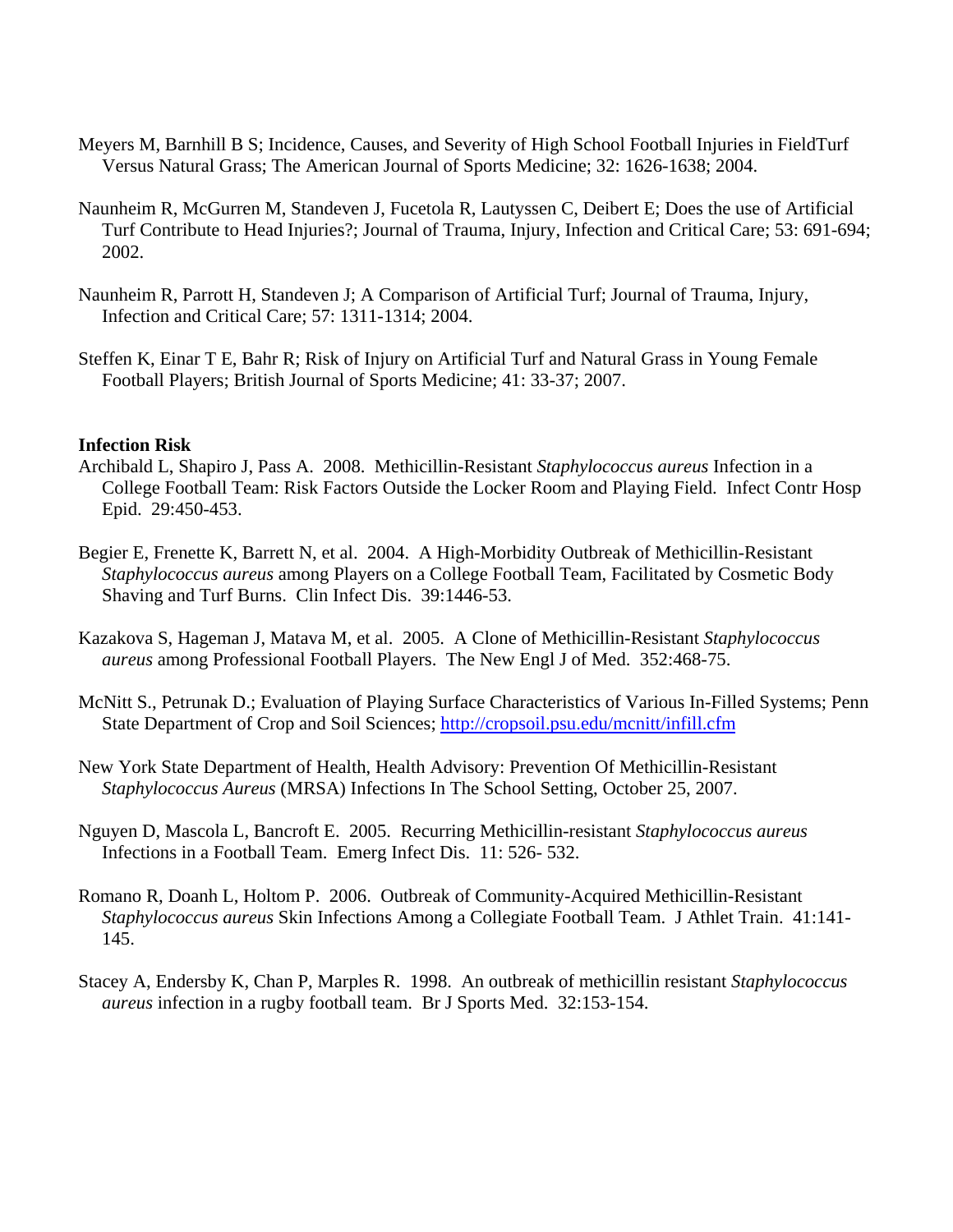Meyers M, Barnhill B S; Incidence, Causes, and Severity of High School Football Injuries in FieldTurf Versus Natural Grass; The American Journal of Sports Medicine; 32: 1626-1638; 2004.

Naunheim R, McGurren M, Standeven J, Fucetola R, Lautyssen C, Deibert E; Does the use of Artificial Turf Contribute to Head Injuries?; Journal of Trauma, Injury, Infection and Critical Care; 53: 691-694; 2002.

Naunheim R, Parrott H, Standeven J; A Comparison of Artificial Turf; Journal of Trauma, Injury, Infection and Critical Care; 57: 1311-1314; 2004.

Steffen K, Einar T E, Bahr R; Risk of Injury on Artificial Turf and Natural Grass in Young Female Football Players; British Journal of Sports Medicine; 41: 33-37; 2007.

**Infection Risk**

Archibald L, Shapiro J, Pass A. 2008. Methicillin-Resistant *Staphylococcus aureus* Infection in a College Football Team: Risk Factors Outside the Locker Room and Playing Field. Infect Contr Hosp Epid. 29:450-453.

Begier E, Frenette K, Barrett N, et al. 2004. A High-Morbidity Outbreak of Methicillin-Resistant *Staphylococcus aureus* among Players on a College Football Team, Facilitated by Cosmetic Body Shaving and Turf Burns. Clin Infect Dis. 39:1446-53.

Kazakova S, Hageman J, Matava M, et al. 2005. A Clone of Methicillin-Resistant *Staphylococcus aureus* among Professional Football Players. The New Engl J of Med. 352:468-75.

McNitt S., Petrunak D.; Evaluation of Playing Surface Characteristics of Various In-Filled Systems; Penn State Department of Crop and Soil Sciences; http://cropsoil.psu.edu/mcnitt/infill.cfm

New York State Department of Health, Health Advisory: Prevention Of Methicillin-Resistant *Staphylococcus Aureus* (MRSA) Infections In The School Setting, October 25, 2007.

Nguyen D, Mascola L, Bancroft E. 2005. Recurring Methicillin-resistant *Staphylococcus aureus* Infections in a Football Team. Emerg Infect Dis. 11: 526- 532.

Romano R, Doanh L, Holtom P. 2006. Outbreak of Community-Acquired Methicillin-Resistant *Staphylococcus aureus* Skin Infections Among a Collegiate Football Team. J Athlet Train. 41:141-145.

Stacey A, Endersby K, Chan P, Marples R. 1998. An outbreak of methicillin resistant *Staphylococcus aureus* infection in a rugby football team. Br J Sports Med. 32:153-154.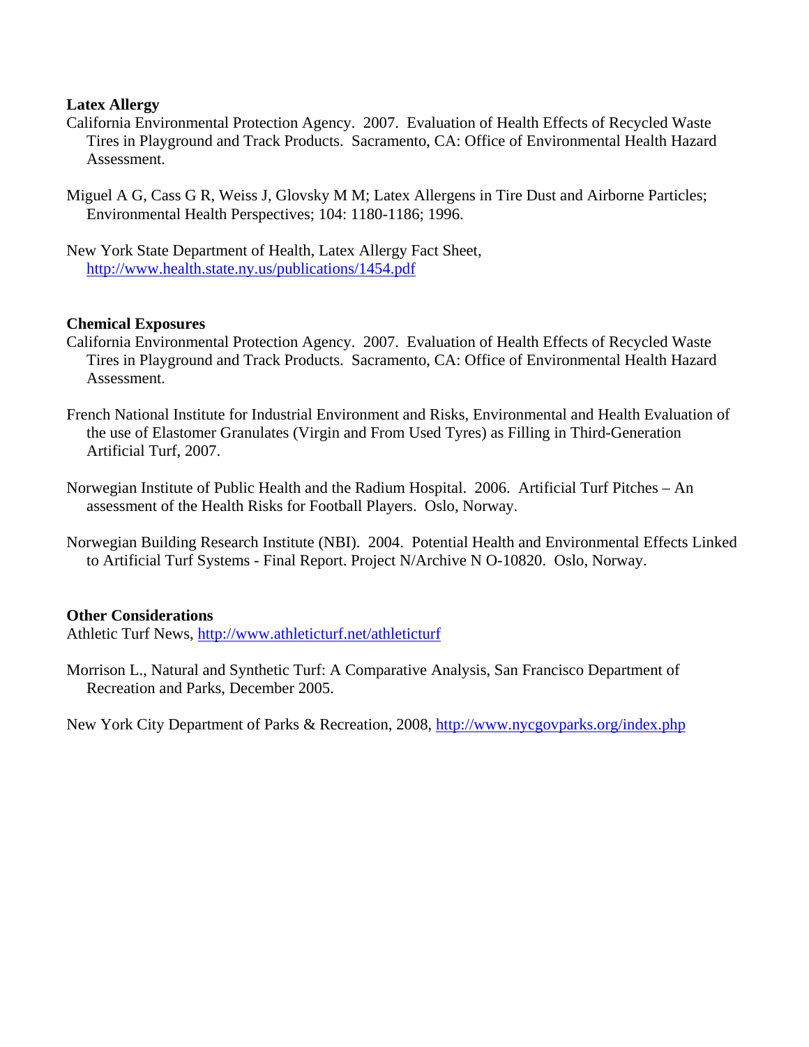**Latex Allergy**

California Environmental Protection Agency. 2007. Evaluation of Health Effects of Recycled Waste Tires in Playground and Track Products. Sacramento, CA: Office of Environmental Health Hazard Assessment.

Miguel A G, Cass G R, Weiss J, Glovsky M M; Latex Allergens in Tire Dust and Airborne Particles; Environmental Health Perspectives; 104: 1180-1186; 1996.

New York State Department of Health, Latex Allergy Fact Sheet, http://www.health.state.ny.us/publications/1454.pdf

**Chemical Exposures**

California Environmental Protection Agency. 2007. Evaluation of Health Effects of Recycled Waste Tires in Playground and Track Products. Sacramento, CA: Office of Environmental Health Hazard Assessment.

French National Institute for Industrial Environment and Risks, Environmental and Health Evaluation of the use of Elastomer Granulates (Virgin and From Used Tyres) as Filling in Third-Generation Artificial Turf, 2007.

Norwegian Institute of Public Health and the Radium Hospital. 2006. Artificial Turf Pitches – An assessment of the Health Risks for Football Players. Oslo, Norway.

Norwegian Building Research Institute (NBI). 2004. Potential Health and Environmental Effects Linked to Artificial Turf Systems - Final Report. Project N/Archive N O-10820. Oslo, Norway.

**Other Considerations**

Athletic Turf News, http://www.athleticturf.net/athleticturf

Morrison L., Natural and Synthetic Turf: A Comparative Analysis, San Francisco Department of Recreation and Parks, December 2005.

New York City Department of Parks & Recreation, 2008, http://www.nycgovparks.org/index.php